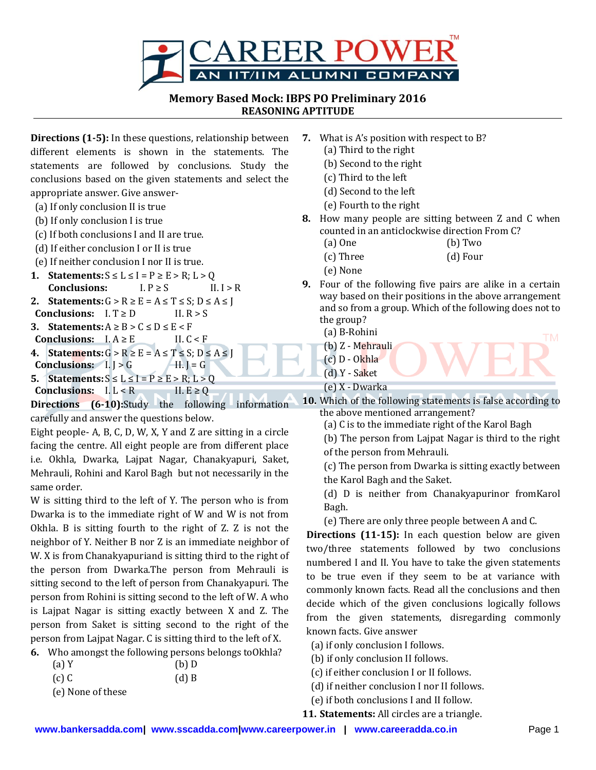# Memory Based Mock: IBPS PO Preliminary 2016

## REASONING APTITUDE

**Directions (1-5):** In these questions, relationship between different elements is shown in the statements. The statements are followed by conclusions. Study the conclusions based on the given statements and select the appropriate answer. Give answer-

(a) If only conclusion II is true
(b) If only conclusion I is true
(c) If both conclusions I and II are true.
(d) If either conclusion I or II is true
(e) If neither conclusion I nor II is true.

**1. Statements:** $S \leq L \leq I = P \geq E > R; L > Q$
**Conclusions:** I. $P \geq S$ II. $I > R$

**2. Statements:** $G > R \geq E = A \leq T \leq S; D \leq A \leq J$
**Conclusions:** I. $T \geq D$ II. $R > S$

**3. Statements:** $A \geq B > C \leq D \leq E < F$
**Conclusions:** I. $A \geq E$ II. $C < F$

**4. Statements:** $G > R \geq E = A \leq T \leq S; D \leq A \leq J$
**Conclusions:** I. $J > G$ II. $J = G$

**5. Statements:** $S \leq L \leq I = P \geq E > R; L > Q$
**Conclusions:** I. $L < R$ II. $E \geq Q$

**Directions (6-10):** Study the following information carefully and answer the questions below.

Eight people- A, B, C, D, W, X, Y and Z are sitting in a circle facing the centre. All eight people are from different place i.e. Okhla, Dwarka, Lajpat Nagar, Chanakyapuri, Saket, Mehrauli, Rohini and Karol Bagh but not necessarily in the same order.

W is sitting third to the left of Y. The person who is from Dwarka is to the immediate right of W and W is not from Okhla. B is sitting fourth to the right of Z. Z is not the neighbor of Y. Neither B nor Z is an immediate neighbor of W. X is from Chanakyapuriand is sitting third to the right of the person from Dwarka.The person from Mehrauli is sitting second to the left of person from Chanakyapuri. The person from Rohini is sitting second to the left of W. A who is Lajpat Nagar is sitting exactly between X and Z. The person from Saket is sitting second to the right of the person from Lajpat Nagar. C is sitting third to the left of X.

**6.** Who amongst the following persons belongs toOkhla?
(a) Y
(b) D
(c) C
(d) B
(e) None of these

**7.** What is A's position with respect to B?
(a) Third to the right
(b) Second to the right
(c) Third to the left
(d) Second to the left
(e) Fourth to the right

**8.** How many people are sitting between Z and C when counted in an anticlockwise direction From C?
(a) One
(b) Two
(c) Three
(d) Four
(e) None

**9.** Four of the following five pairs are alike in a certain way based on their positions in the above arrangement and so from a group. Which of the following does not to the group?
(a) B-Rohini
(b) Z - Mehrauli
(c) D - Okhla
(d) Y - Saket
(e) X - Dwarka

**10.** Which of the following statements is false according to the above mentioned arrangement?
(a) C is to the immediate right of the Karol Bagh
(b) The person from Lajpat Nagar is third to the right of the person from Mehrauli.
(c) The person from Dwarka is sitting exactly between the Karol Bagh and the Saket.
(d) D is neither from Chanakyapurinor fromKarol Bagh.
(e) There are only three people between A and C.

**Directions (11-15):** In each question below are given two/three statements followed by two conclusions numbered I and II. You have to take the given statements to be true even if they seem to be at variance with commonly known facts. Read all the conclusions and then decide which of the given conclusions logically follows from the given statements, disregarding commonly known facts. Give answer

(a) if only conclusion I follows.
(b) if only conclusion II follows.
(c) if either conclusion I or II follows.
(d) if neither conclusion I nor II follows.
(e) if both conclusions I and II follow.

**11. Statements:** All circles are a triangle.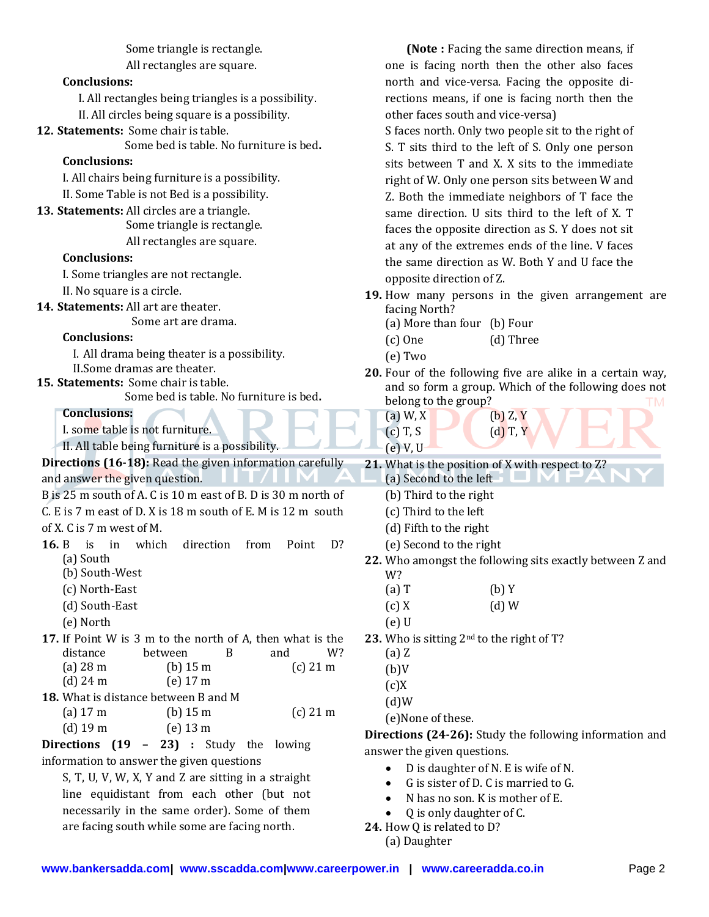Some triangle is rectangle.
All rectangles are square.

**Conclusions:**

I. All rectangles being triangles is a possibility.
II. All circles being square is a possibility.

**12. Statements:** Some chair is table.
Some bed is table. No furniture is bed.

**Conclusions:**

I. All chairs being furniture is a possibility.
II. Some Table is not Bed is a possibility.

**13. Statements:** All circles are a triangle.
Some triangle is rectangle.
All rectangles are square.

**Conclusions:**

I. Some triangles are not rectangle.
II. No square is a circle.

**14. Statements:** All art are theater.
Some art are drama.

**Conclusions:**

I. All drama being theater is a possibility.
II.Some dramas are theater.

**15. Statements:** Some chair is table.
Some bed is table. No furniture is bed.

**Conclusions:**

I. some table is not furniture.
II. All table being furniture is a possibility.

**Directions (16-18):** Read the given information carefully and answer the given question.

B is 25 m south of A. C is 10 m east of B. D is 30 m north of C. E is 7 m east of D. X is 18 m south of E. M is 12 m south of X. C is 7 m west of M.

**16.** B is in which direction from Point D?
(a) South
(b) South-West
(c) North-East
(d) South-East
(e) North

**17.** If Point W is 3 m to the north of A, then what is the distance between B and W?
(a) 28 m (b) 15 m (c) 21 m
(d) 24 m (e) 17 m

**18.** What is distance between B and M
(a) 17 m (b) 15 m (c) 21 m
(d) 19 m (e) 13 m

**Directions (19 – 23) :** Study the lowing information to answer the given questions

S, T, U, V, W, X, Y and Z are sitting in a straight line equidistant from each other (but not necessarily in the same order). Some of them are facing south while some are facing north.

**(Note :** Facing the same direction means, if one is facing north then the other also faces north and vice-versa. Facing the opposite directions means, if one is facing north then the other faces south and vice-versa)

S faces north. Only two people sit to the right of S. T sits third to the left of S. Only one person sits between T and X. X sits to the immediate right of W. Only one person sits between W and Z. Both the immediate neighbors of T face the same direction. U sits third to the left of X. T faces the opposite direction as S. Y does not sit at any of the extremes ends of the line. V faces the same direction as W. Both Y and U face the opposite direction of Z.

**19.** How many persons in the given arrangement are facing North?
(a) More than four (b) Four
(c) One (d) Three
(e) Two

**20.** Four of the following five are alike in a certain way, and so form a group. Which of the following does not belong to the group?
(a) W, X (b) Z, Y
(c) T, S (d) T, Y
(e) V, U

**21.** What is the position of X with respect to Z?
(a) Second to the left
(b) Third to the right
(c) Third to the left
(d) Fifth to the right
(e) Second to the right

**22.** Who amongst the following sits exactly between Z and W?
(a) T (b) Y
(c) X (d) W
(e) U

**23.** Who is sitting $2^{nd}$ to the right of T?
(a) Z
(b)V
(c)X
(d)W
(e)None of these.

**Directions (24-26):** Study the following information and answer the given questions.

- D is daughter of N. E is wife of N.
- G is sister of D. C is married to G.
- N has no son. K is mother of E.
- Q is only daughter of C.

**24.** How Q is related to D?
(a) Daughter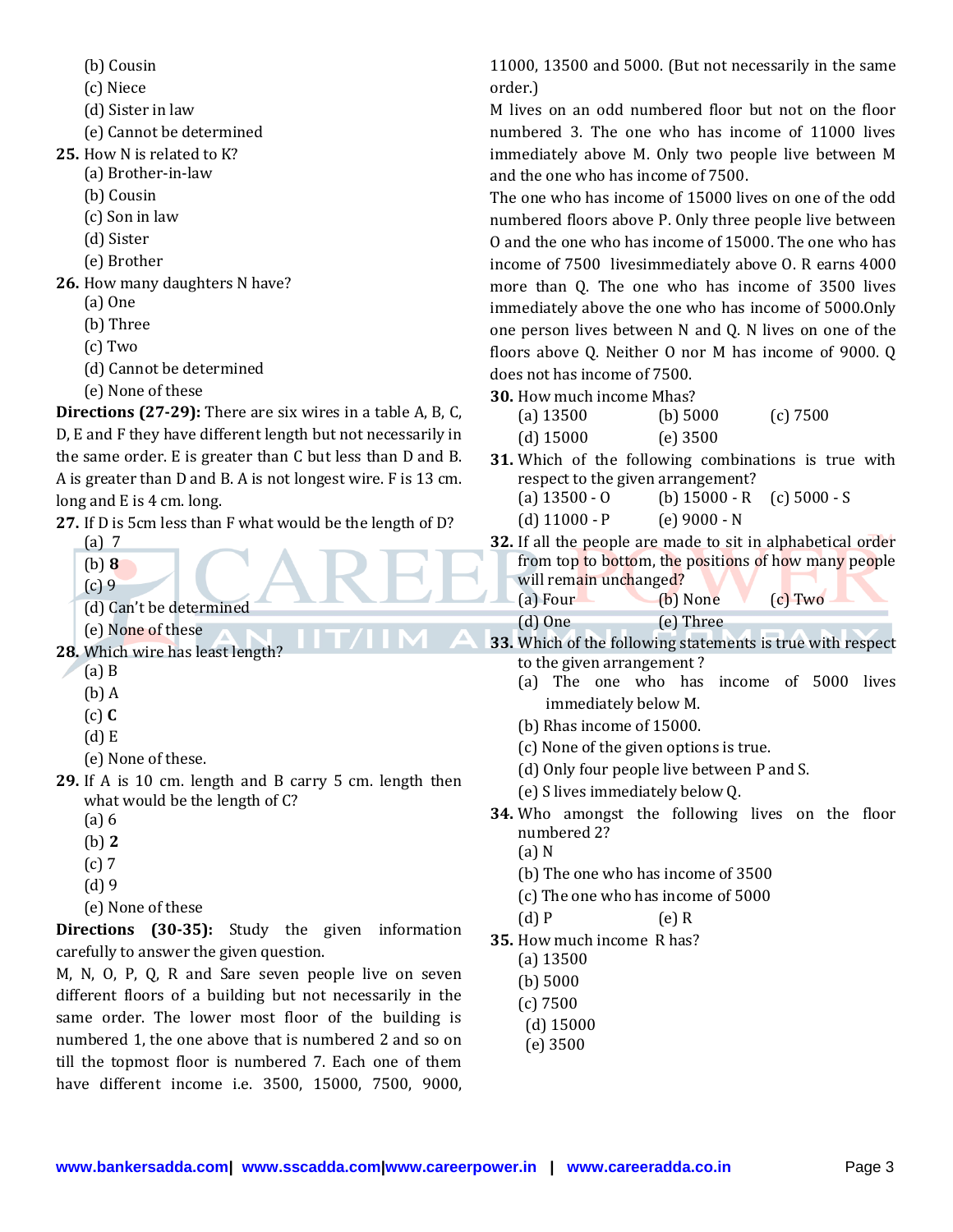(b) Cousin
(c) Niece
(d) Sister in law
(e) Cannot be determined

**25.** How N is related to K?
(a) Brother-in-law
(b) Cousin
(c) Son in law
(d) Sister
(e) Brother

**26.** How many daughters N have?
(a) One
(b) Three
(c) Two
(d) Cannot be determined
(e) None of these

**Directions (27-29):** There are six wires in a table A, B, C, D, E and F they have different length but not necessarily in the same order. E is greater than C but less than D and B. A is greater than D and B. A is not longest wire. F is 13 cm. long and E is 4 cm. long.

**27.** If D is 5cm less than F what would be the length of D?
(a) 7
(b) **8**
(c) 9
(d) Can't be determined
(e) None of these

**28.** Which wire has least length?
(a) B
(b) A
(c) **C**
(d) E
(e) None of these.

**29.** If A is 10 cm. length and B carry 5 cm. length then what would be the length of C?
(a) 6
(b) **2**
(c) 7
(d) 9
(e) None of these

**Directions (30-35):** Study the given information carefully to answer the given question.

M, N, O, P, Q, R and Sare seven people live on seven different floors of a building but not necessarily in the same order. The lower most floor of the building is numbered 1, the one above that is numbered 2 and so on till the topmost floor is numbered 7. Each one of them have different income i.e. 3500, 15000, 7500, 9000, 11000, 13500 and 5000. (But not necessarily in the same order.)

M lives on an odd numbered floor but not on the floor numbered 3. The one who has income of 11000 lives immediately above M. Only two people live between M and the one who has income of 7500.

The one who has income of 15000 lives on one of the odd numbered floors above P. Only three people live between O and the one who has income of 15000. The one who has income of 7500 livesimmediately above O. R earns 4000 more than Q. The one who has income of 3500 lives immediately above the one who has income of 5000.Only one person lives between N and Q. N lives on one of the floors above Q. Neither O nor M has income of 9000. Q does not has income of 7500.

**30.** How much income Mhas?
(a) 13500 (b) 5000 (c) 7500
(d) 15000 (e) 3500

**31.** Which of the following combinations is true with respect to the given arrangement?
(a) 13500 - O (b) 15000 - R (c) 5000 - S
(d) 11000 - P (e) 9000 - N

**32.** If all the people are made to sit in alphabetical order from top to bottom, the positions of how many people will remain unchanged?
(a) Four (b) None (c) Two
(d) One (e) Three

**33.** Which of the following statements is true with respect to the given arrangement ?
(a) The one who has income of 5000 lives immediately below M.
(b) Rhas income of 15000.
(c) None of the given options is true.
(d) Only four people live between P and S.
(e) S lives immediately below Q.

**34.** Who amongst the following lives on the floor numbered 2?
(a) N
(b) The one who has income of 3500
(c) The one who has income of 5000
(d) P (e) R

**35.** How much income R has?
(a) 13500
(b) 5000
(c) 7500
(d) 15000
(e) 3500